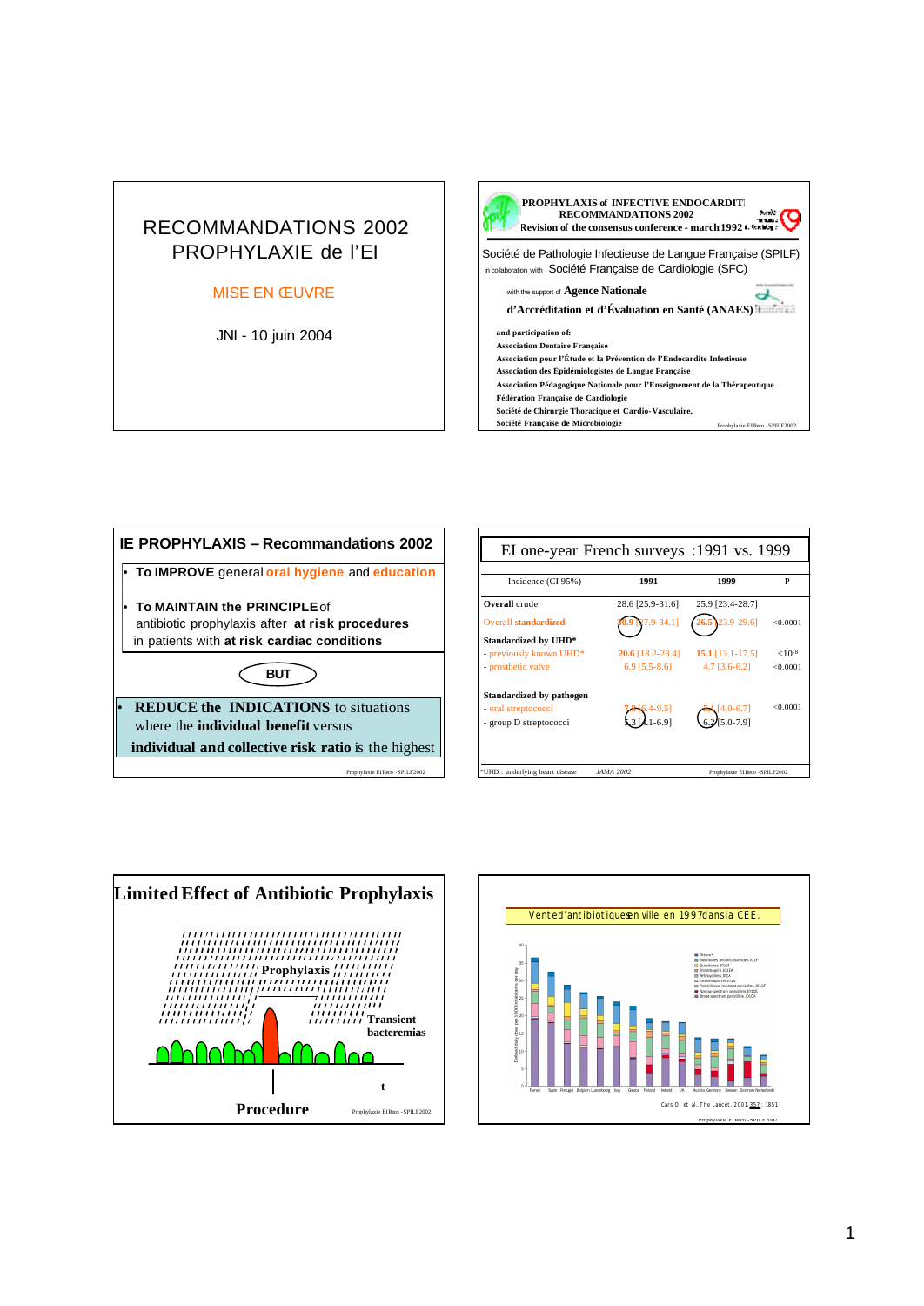# RECOMMANDATIONS 2002
# PROPHYLAXIE de l'EI

MISE EN ŒUVRE

JNI - 10 juin 2004

---

**PROPHYLAXIS of INFECTIVE ENDOCARDITI**
**RECOMMANDATIONS 2002**
**Revision of the consensus conference - march 1992**

Société de Pathologie Infectieuse de Langue Française (SPILF)

in collaboration with Société Française de Cardiologie (SFC)

with the support of **Agence Nationale d'Accréditation et d'Évaluation en Santé (ANAES)**

**and participation of:**

**Association Dentaire Française**
**Association pour l'Étude et la Prévention de l'Endocardite Infectieuse**
**Association des Épidémiologistes de Langue Française**
**Association Pédagogique Nationale pour l'Enseignement de la Thérapeutique**
**Fédération Française de Cardiologie**
**Société de Chirurgie Thoracique et Cardio-Vasculaire,**
**Société Française de Microbiologie**

---

## IE PROPHYLAXIS – Recommandations 2002

- **To IMPROVE** general **oral hygiene** and **education**
- **To MAINTAIN the PRINCIPLE** of antibiotic prophylaxis after **at risk procedures** in patients with **at risk cardiac conditions**

**BUT**

- **REDUCE the INDICATIONS** to situations where the **individual benefit** versus **individual and collective risk ratio** is the highest

---

## EI one-year French surveys :1991 vs. 1999

| Incidence (CI 95%) | 1991 | 1999 | P |
|---|---|---|---|
| **Overall** crude | 28.6 [25.9-31.6] | 25.9 [23.4-28.7] | |
| Overall standardized | 30.9 [27.9-34.1] | 26.5 [23.9-29.6] | <0.0001 |
| **Standardized by UHD*** | | | |
| - previously known UHD* | **20.6** [18.2-23.4] | **15.1** [13.1-17.5] | $<10^{-8}$ |
| - prosthetic valve | 6.9 [5.5-8.6] | 4.7 [3.6-6.2] | <0.0001 |
| **Standardized by pathogen** | | | |
| - oral streptococci | 7.8 [6.4-9.5] | 5.1 [4.0-6.7] | <0.0001 |
| - group D streptococci | 5.2 [4.1-6.9] | 6.2 [5.0-7.9] | |

*UHD : underlying heart disease — *JAMA 2002*

---

## Limited Effect of Antibiotic Prophylaxis

Prophylaxis

Transient bacteremias

t

**Procedure**

---

Vente d'antibiotiques en ville en 1997 dans la CEE.

France, Spain, Portugal, Belgium, Luxembourg, Italy, Greece, Finland, Ireland, UK, Austria, Germany, Sweden, Denmark, Netherlands

Cars O. et al., The Lancet, 2001,357 : 1851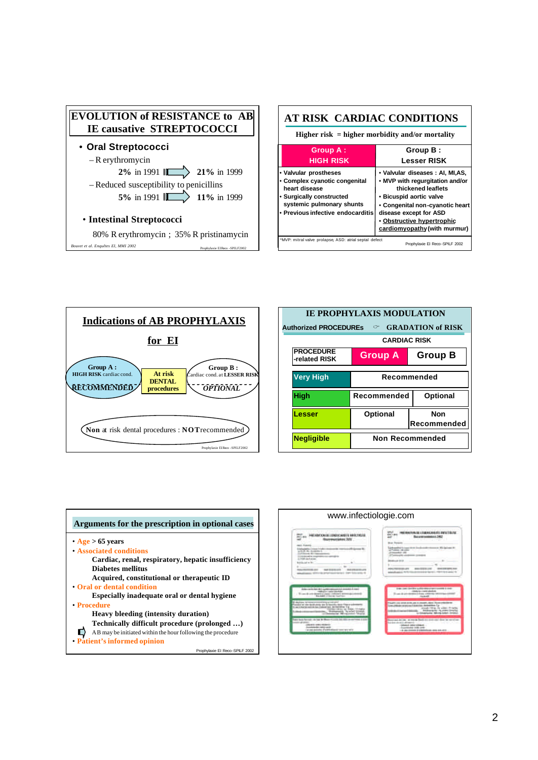## EVOLUTION of RESISTANCE to AB IE causative STREPTOCOCCI

- **Oral Streptococci**
  - R erythromycin
    - **2%** in 1991 → **21%** in 1999
  - Reduced susceptibility to penicillins
    - **5%** in 1991 → **11%** in 1999
- **Intestinal Streptococci**
  - 80% R erythromycin ; 35% R pristinamycin

*Bouvet et al. Enquêtes EI, MMI 2002*

Prophylaxie EIReco -SPILF2002

## AT RISK CARDIAC CONDITIONS

**Higher risk = higher morbidity and/or mortality**

| Group A : HIGH RISK | Group B : Lesser RISK |
|---|---|
| • Valvular prostheses<br>• Complex cyanotic congenital heart disease<br>• Surgically constructed systemic pulmonary shunts<br>• Previous infective endocarditis | • Valvular diseases : AI, MI,AS,<br>• MVP with regurgitation and/or thickened leaflets<br>• Bicuspid aortic valve<br>• Congenital non-cyanotic heart disease except for ASD<br>• Obstructive hypertrophic cardiomyopathy (with murmur) |

*MVP: mitral valve prolapse, ASD: atrial septal defect

Prophylaxie EI Reco-SPILF 2002

## Indications of AB PROPHYLAXIS for EI

- **Group A :** HIGH RISK cardiac cond. — **RECOMMENDED**
- **At risk DENTAL procedures**
- **Group B :** Cardiac cond. at LESSER RISK — ***OPTIONAL***

**Non** at risk dental procedures : **NOT** recommended

Prophylaxie EIReco -SPILF2002

## IE PROPHYLAXIS MODULATION

**Authorized PROCEDUREs** ☞ **GRADATION of RISK**

| PROCEDURE -related RISK | CARDIAC RISK: Group A | CARDIAC RISK: Group B |
|---|---|---|
| Very High | Recommended | Recommended |
| High | Recommended | Optional |
| Lesser | Optional | Non Recommended |
| Negligible | Non Recommended | Non Recommended |

## Arguments for the prescription in optional cases

- **Age** > 65 years
- **Associated conditions**
  - Cardiac, renal, respiratory, hepatic insufficiency
  - Diabetes mellitus
  - Acquired, constitutional or therapeutic ID
- **Oral or dental condition**
  - Especially inadequate oral or dental hygiene
- **Procedure**
  - Heavy bleeding (intensity duration)
  - Technically difficult procedure (prolonged …)
  - AB may be initiated within the hour following the procedure
- **Patient's informed opinion**

Prophylaxie EI Reco-SPILF 2002

www.infectiologie.com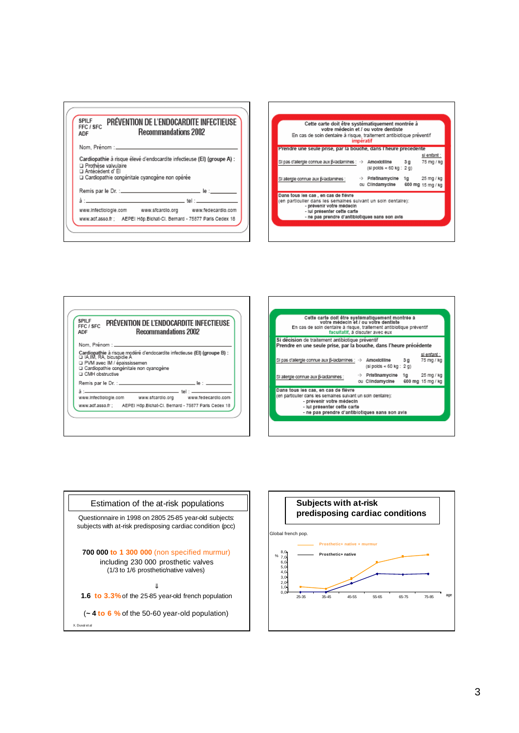SPILF
FFC / SFC
ADF

## PRÉVENTION DE L'ENDOCARDITE INFECTIEUSE
Recommandations 2002

Nom, Prénom : ______________________________

**Cardiopathie** à risque élevé d'endocardite infectieuse (EI) (groupe A) :
- ☐ Prothèse valvulaire
- ☐ Antécédent d' EI
- ☐ Cardiopathie congénitale cyanogène non opérée

Remis par le Dr. : ____________________ le : ________

à : ____________________ tel : ____________

www.infectiologie.com www.sfcardio.org www.fedecardio.com
www.adf.asso.fr ; AEPEI Hôp.Bichat-Cl. Bernard - 75877 Paris Cedex 18

---

Cette carte doit être systématiquement montrée à votre médecin et / ou votre dentiste
En cas de soin dentaire à risque, traitement antibiotique préventif
**impératif**

**Prendre une seule prise, par la bouche, dans l'heure précédente**

| | | | | si enfant : |
|---|---|---|---|---|
| Si pas d'allergie connue aux β-lactamines : | → | Amoxicilline | 3 g (si poids < 60 kg : 2 g) | 75 mg / kg |
| Si allergie connue aux β-lactamines : | → | Pristinamycine | 1g | 25 mg / kg |
| | ou | Clindamycine | 600 mg | 15 mg / kg |

**Dans tous les cas , en cas de fièvre**
(en particulier dans les semaines suivant un soin dentaire):
- **prévenir votre médecin**
- **lui présenter cette carte**
- **ne pas prendre d'antibiotiques sans son avis**

---

SPILF
FFC / SFC
ADF

## PRÉVENTION DE L'ENDOCARDITE INFECTIEUSE
Recommandations 2002

Nom, Prénom : ______________________________

**Cardiopathie** à risque modéré d'endocardite infectieuse (EI) (groupe B) :
- ☐ IA,IM, RA, bicuspidie A
- ☐ PVM avec IM / épaississemen
- ☐ Cardiopathie congénitale non cyanogène
- ☐ CMH obstructive

Remis par le Dr. : ____________________ le : ________

à : ____________________ tel : ____________

www.infectiologie.com www.sfcardio.org www.fedecardio.com
www.adf.asso.fr ; AEPEI Hôp.Bichat-Cl. Bernard - 75877 Paris Cedex 18

---

**Cette carte doit être systématiquement montrée à votre médecin et / ou votre dentiste**
En cas de soin dentaire à risque, traitement antibiotique préventif
**facultatif**, à discuter avec eux

**Si décision** de traitement antibiotique préventif
**Prendre en une seule prise, par la bouche, dans l'heure précédente**

| | | | | si enfant : |
|---|---|---|---|---|
| Si pas d'allergie connue aux β-lactamines : | → | Amoxicilline | 3 g (si poids < 60 kg : 2 g) | 75 mg / kg |
| Si allergie connue aux β-lactamines : | → | Pristinamycine | 1g | 25 mg / kg |
| | ou | Clindamycine | 600 mg | 15 mg / kg |

**Dans tous les cas, en cas de fièvre**
(en particulier dans les semaines suivant un soin dentaire):
- **prévenir votre médecin**
- **lui présenter cette carte**
- **ne pas prendre d'antibiotiques sans son avis**

---

## Estimation of the at-risk populations

Questionnaire in 1998 on 2805 25-85 year-old subjects:
subjects with at-risk predisposing cardiac condition (pcc)

**700 000 to 1 300 000** (non specified murmur)
including 230 000 prosthetic valves
(1/3 to 1/6 prosthetic/native valves)

⇓

**1.6 to 3.3%** of the 25-85 year-old french population

(~ **4 to 6 %** of the 50-60 year-old population)

X. Duval et al

---

## Subjects with at-risk predisposing cardiac conditions

Global french pop.

Prosthetic+ native + murmur
Prosthetic+ native

%
8,0
7,0
6,0
5,0
4,0
3,0
2,0
1,0
0,0

25-35 35-45 45-55 55-65 65-75 75-85 age